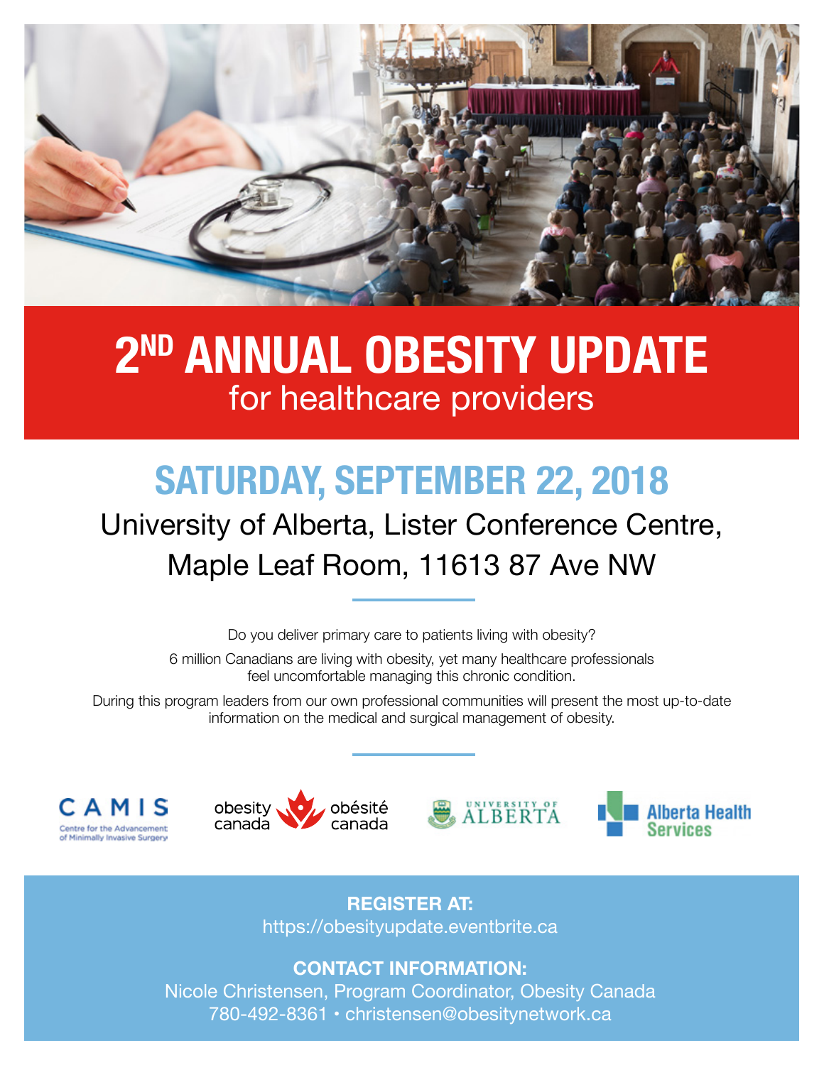# 2[ND] ANNUAL OBESITY UPDATE

## for healthcare providers

## SATURDAY, SEPTEMBER 22, 2018

University of Alberta, Lister Conference Centre,
Maple Leaf Room, 11613 87 Ave NW

Do you deliver primary care to patients living with obesity?

6 million Canadians are living with obesity, yet many healthcare professionals feel uncomfortable managing this chronic condition.

During this program leaders from our own professional communities will present the most up-to-date information on the medical and surgical management of obesity.

CAMIS Centre for the Advancement of Minimally Invasive Surgery

obesity canada obésité canada

UNIVERSITY OF ALBERTA

Alberta Health Services

**REGISTER AT:**
https://obesityupdate.eventbrite.ca

**CONTACT INFORMATION:**
Nicole Christensen, Program Coordinator, Obesity Canada
780-492-8361 • christensen@obesitynetwork.ca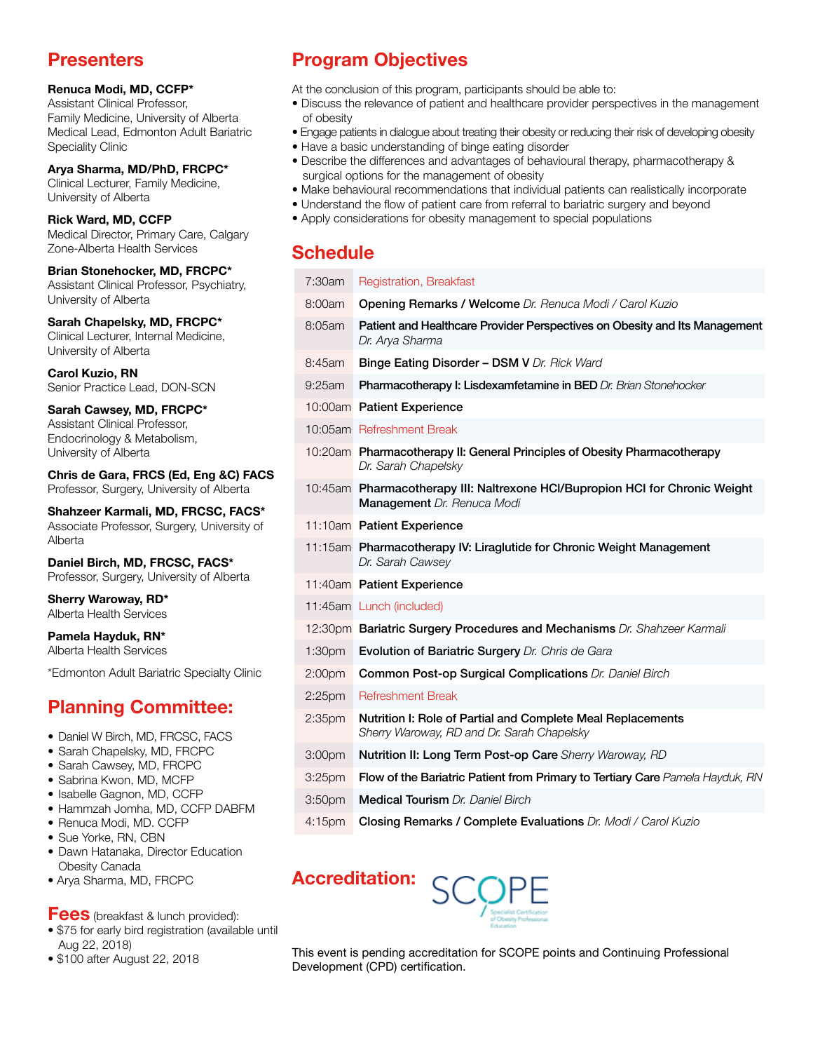## Presenters

**Renuca Modi, MD, CCFP***
Assistant Clinical Professor,
Family Medicine, University of Alberta
Medical Lead, Edmonton Adult Bariatric Speciality Clinic

**Arya Sharma, MD/PhD, FRCPC***
Clinical Lecturer, Family Medicine,
University of Alberta

**Rick Ward, MD, CCFP**
Medical Director, Primary Care, Calgary Zone-Alberta Health Services

**Brian Stonehocker, MD, FRCPC***
Assistant Clinical Professor, Psychiatry,
University of Alberta

**Sarah Chapelsky, MD, FRCPC***
Clinical Lecturer, Internal Medicine,
University of Alberta

**Carol Kuzio, RN**
Senior Practice Lead, DON-SCN

**Sarah Cawsey, MD, FRCPC***
Assistant Clinical Professor,
Endocrinology & Metabolism,
University of Alberta

**Chris de Gara, FRCS (Ed, Eng &C) FACS**
Professor, Surgery, University of Alberta

**Shahzeer Karmali, MD, FRCSC, FACS***
Associate Professor, Surgery, University of Alberta

**Daniel Birch, MD, FRCSC, FACS***
Professor, Surgery, University of Alberta

**Sherry Waroway, RD***
Alberta Health Services

**Pamela Hayduk, RN***
Alberta Health Services

*Edmonton Adult Bariatric Specialty Clinic

## Planning Committee:

- Daniel W Birch, MD, FRCSC, FACS
- Sarah Chapelsky, MD, FRCPC
- Sarah Cawsey, MD, FRCPC
- Sabrina Kwon, MD, MCFP
- Isabelle Gagnon, MD, CCFP
- Hammzah Jomha, MD, CCFP DABFM
- Renuca Modi, MD. CCFP
- Sue Yorke, RN, CBN
- Dawn Hatanaka, Director Education Obesity Canada
- Arya Sharma, MD, FRCPC

## Fees (breakfast & lunch provided):

- $75 for early bird registration (available until Aug 22, 2018)
- $100 after August 22, 2018

## Program Objectives

At the conclusion of this program, participants should be able to:

- Discuss the relevance of patient and healthcare provider perspectives in the management of obesity
- Engage patients in dialogue about treating their obesity or reducing their risk of developing obesity
- Have a basic understanding of binge eating disorder
- Describe the differences and advantages of behavioural therapy, pharmacotherapy & surgical options for the management of obesity
- Make behavioural recommendations that individual patients can realistically incorporate
- Understand the flow of patient care from referral to bariatric surgery and beyond
- Apply considerations for obesity management to special populations

## Schedule

| | |
|---|---|
| 7:30am | Registration, Breakfast |
| 8:00am | **Opening Remarks / Welcome** *Dr. Renuca Modi / Carol Kuzio* |
| 8:05am | **Patient and Healthcare Provider Perspectives on Obesity and Its Management** *Dr. Arya Sharma* |
| 8:45am | **Binge Eating Disorder – DSM V** *Dr. Rick Ward* |
| 9:25am | **Pharmacotherapy I: Lisdexamfetamine in BED** *Dr. Brian Stonehocker* |
| 10:00am | **Patient Experience** |
| 10:05am | Refreshment Break |
| 10:20am | **Pharmacotherapy II: General Principles of Obesity Pharmacotherapy** *Dr. Sarah Chapelsky* |
| 10:45am | **Pharmacotherapy III: Naltrexone HCl/Bupropion HCl for Chronic Weight Management** *Dr. Renuca Modi* |
| 11:10am | **Patient Experience** |
| 11:15am | **Pharmacotherapy IV: Liraglutide for Chronic Weight Management** *Dr. Sarah Cawsey* |
| 11:40am | **Patient Experience** |
| 11:45am | Lunch (included) |
| 12:30pm | **Bariatric Surgery Procedures and Mechanisms** *Dr. Shahzeer Karmali* |
| 1:30pm | **Evolution of Bariatric Surgery** *Dr. Chris de Gara* |
| 2:00pm | **Common Post-op Surgical Complications** *Dr. Daniel Birch* |
| 2:25pm | Refreshment Break |
| 2:35pm | **Nutrition I: Role of Partial and Complete Meal Replacements** *Sherry Waroway, RD and Dr. Sarah Chapelsky* |
| 3:00pm | **Nutrition II: Long Term Post-op Care** *Sherry Waroway, RD* |
| 3:25pm | **Flow of the Bariatric Patient from Primary to Tertiary Care** *Pamela Hayduk, RN* |
| 3:50pm | **Medical Tourism** *Dr. Daniel Birch* |
| 4:15pm | **Closing Remarks / Complete Evaluations** *Dr. Modi / Carol Kuzio* |

## Accreditation:

SCOPE
Specialist Certification of Obesity Professional Education

This event is pending accreditation for SCOPE points and Continuing Professional Development (CPD) certification.